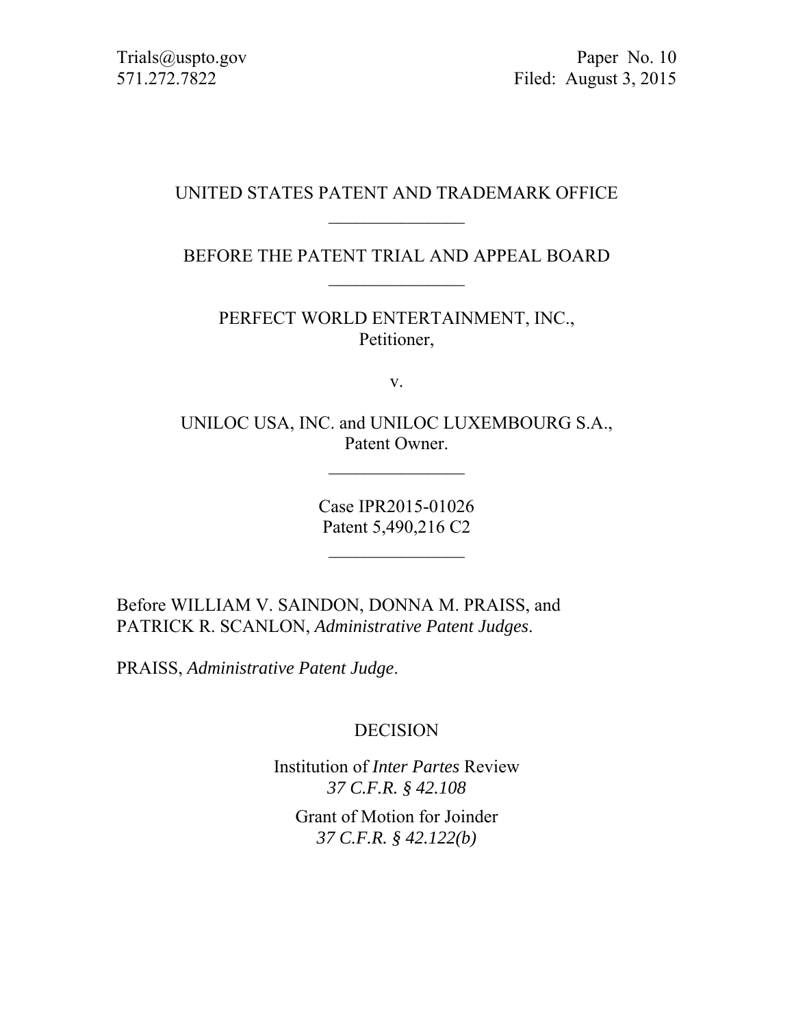Trials@uspto.gov
571.272.7822

Paper No. 10
Filed: August 3, 2015

UNITED STATES PATENT AND TRADEMARK OFFICE

---

BEFORE THE PATENT TRIAL AND APPEAL BOARD

---

PERFECT WORLD ENTERTAINMENT, INC.,
Petitioner,

v.

UNILOC USA, INC. and UNILOC LUXEMBOURG S.A.,
Patent Owner.

---

Case IPR2015-01026
Patent 5,490,216 C2

---

Before WILLIAM V. SAINDON, DONNA M. PRAISS, and PATRICK R. SCANLON, *Administrative Patent Judges*.

PRAISS, *Administrative Patent Judge*.

DECISION

Institution of *Inter Partes* Review
*37 C.F.R. § 42.108*

Grant of Motion for Joinder
*37 C.F.R. § 42.122(b)*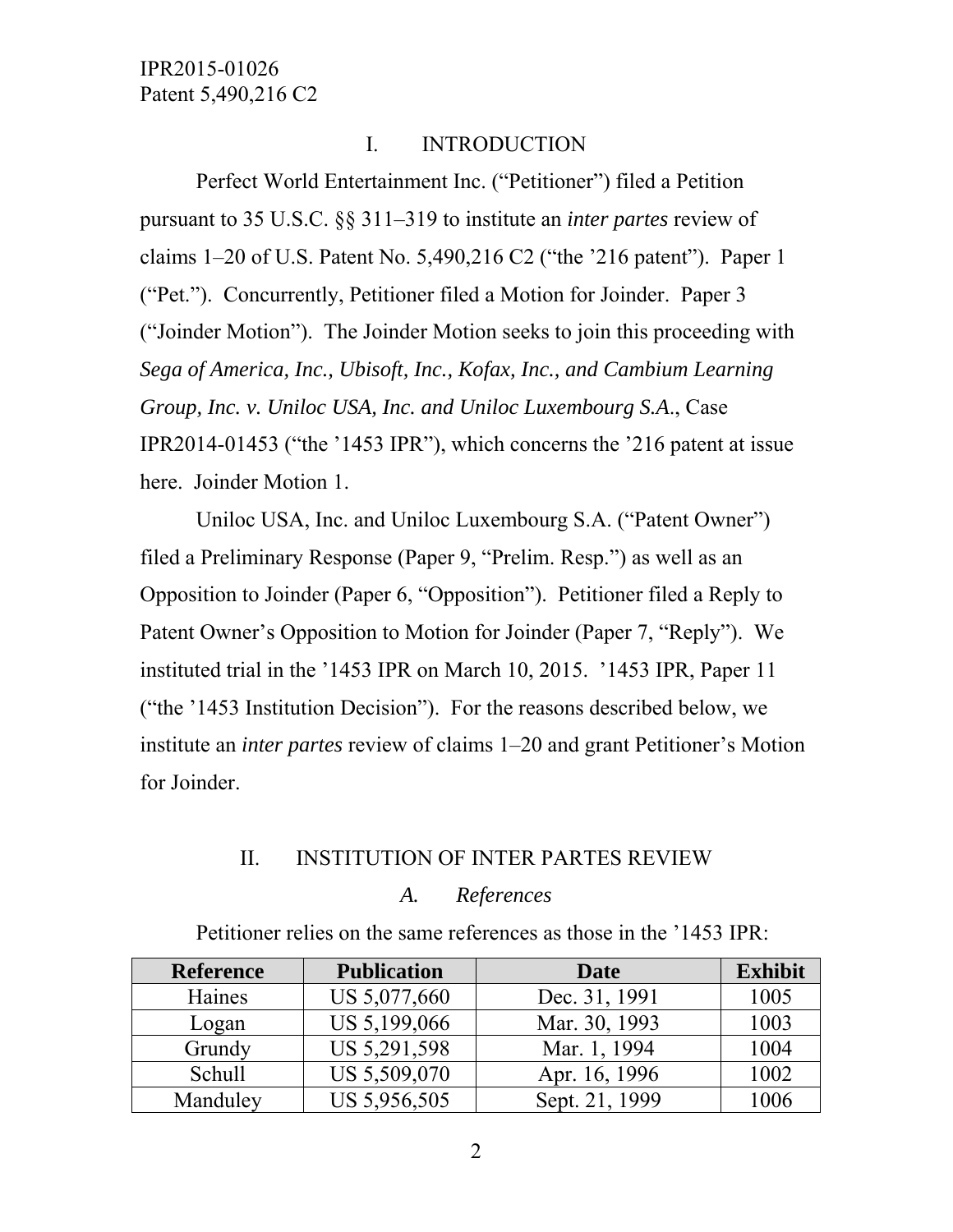## I. INTRODUCTION

Perfect World Entertainment Inc. ("Petitioner") filed a Petition pursuant to 35 U.S.C. §§ 311–319 to institute an *inter partes* review of claims 1–20 of U.S. Patent No. 5,490,216 C2 ("the '216 patent"). Paper 1 ("Pet."). Concurrently, Petitioner filed a Motion for Joinder. Paper 3 ("Joinder Motion"). The Joinder Motion seeks to join this proceeding with *Sega of America, Inc., Ubisoft, Inc., Kofax, Inc., and Cambium Learning Group, Inc. v. Uniloc USA, Inc. and Uniloc Luxembourg S.A.*, Case IPR2014-01453 ("the '1453 IPR"), which concerns the '216 patent at issue here. Joinder Motion 1.

Uniloc USA, Inc. and Uniloc Luxembourg S.A. ("Patent Owner") filed a Preliminary Response (Paper 9, "Prelim. Resp.") as well as an Opposition to Joinder (Paper 6, "Opposition"). Petitioner filed a Reply to Patent Owner's Opposition to Motion for Joinder (Paper 7, "Reply"). We instituted trial in the '1453 IPR on March 10, 2015. '1453 IPR, Paper 11 ("the '1453 Institution Decision"). For the reasons described below, we institute an *inter partes* review of claims 1–20 and grant Petitioner's Motion for Joinder.

## II. INSTITUTION OF INTER PARTES REVIEW

### *A. References*

Petitioner relies on the same references as those in the '1453 IPR:

| Reference | Publication | Date | Exhibit |
|---|---|---|---|
| Haines | US 5,077,660 | Dec. 31, 1991 | 1005 |
| Logan | US 5,199,066 | Mar. 30, 1993 | 1003 |
| Grundy | US 5,291,598 | Mar. 1, 1994 | 1004 |
| Schull | US 5,509,070 | Apr. 16, 1996 | 1002 |
| Manduley | US 5,956,505 | Sept. 21, 1999 | 1006 |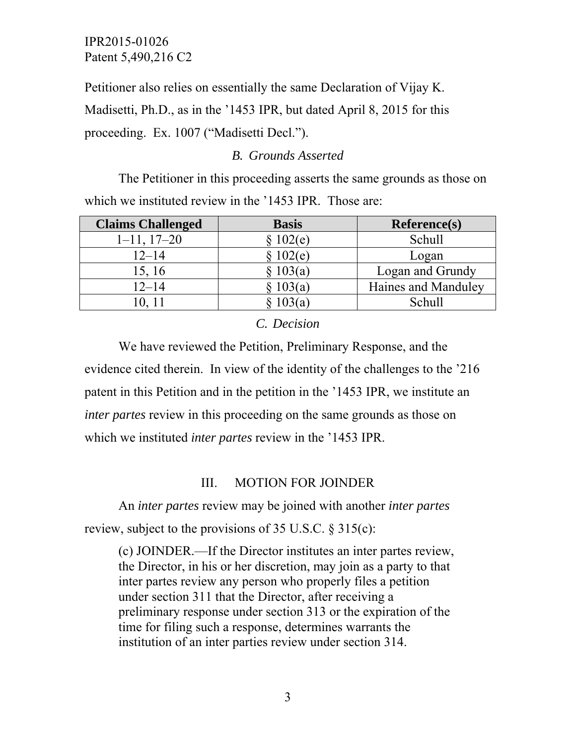Petitioner also relies on essentially the same Declaration of Vijay K. Madisetti, Ph.D., as in the ’1453 IPR, but dated April 8, 2015 for this proceeding. Ex. 1007 (“Madisetti Decl.”).

### *B. Grounds Asserted*

The Petitioner in this proceeding asserts the same grounds as those on which we instituted review in the ’1453 IPR. Those are:

| Claims Challenged | Basis | Reference(s) |
|---|---|---|
| 1–11, 17–20 | § 102(e) | Schull |
| 12–14 | § 102(e) | Logan |
| 15, 16 | § 103(a) | Logan and Grundy |
| 12–14 | § 103(a) | Haines and Manduley |
| 10, 11 | § 103(a) | Schull |

### *C. Decision*

We have reviewed the Petition, Preliminary Response, and the evidence cited therein. In view of the identity of the challenges to the ’216 patent in this Petition and in the petition in the ’1453 IPR, we institute an *inter partes* review in this proceeding on the same grounds as those on which we instituted *inter partes* review in the ’1453 IPR.

## III. MOTION FOR JOINDER

An *inter partes* review may be joined with another *inter partes* review, subject to the provisions of 35 U.S.C. § 315(c):

> (c) JOINDER.—If the Director institutes an inter partes review, the Director, in his or her discretion, may join as a party to that inter partes review any person who properly files a petition under section 311 that the Director, after receiving a preliminary response under section 313 or the expiration of the time for filing such a response, determines warrants the institution of an inter parties review under section 314.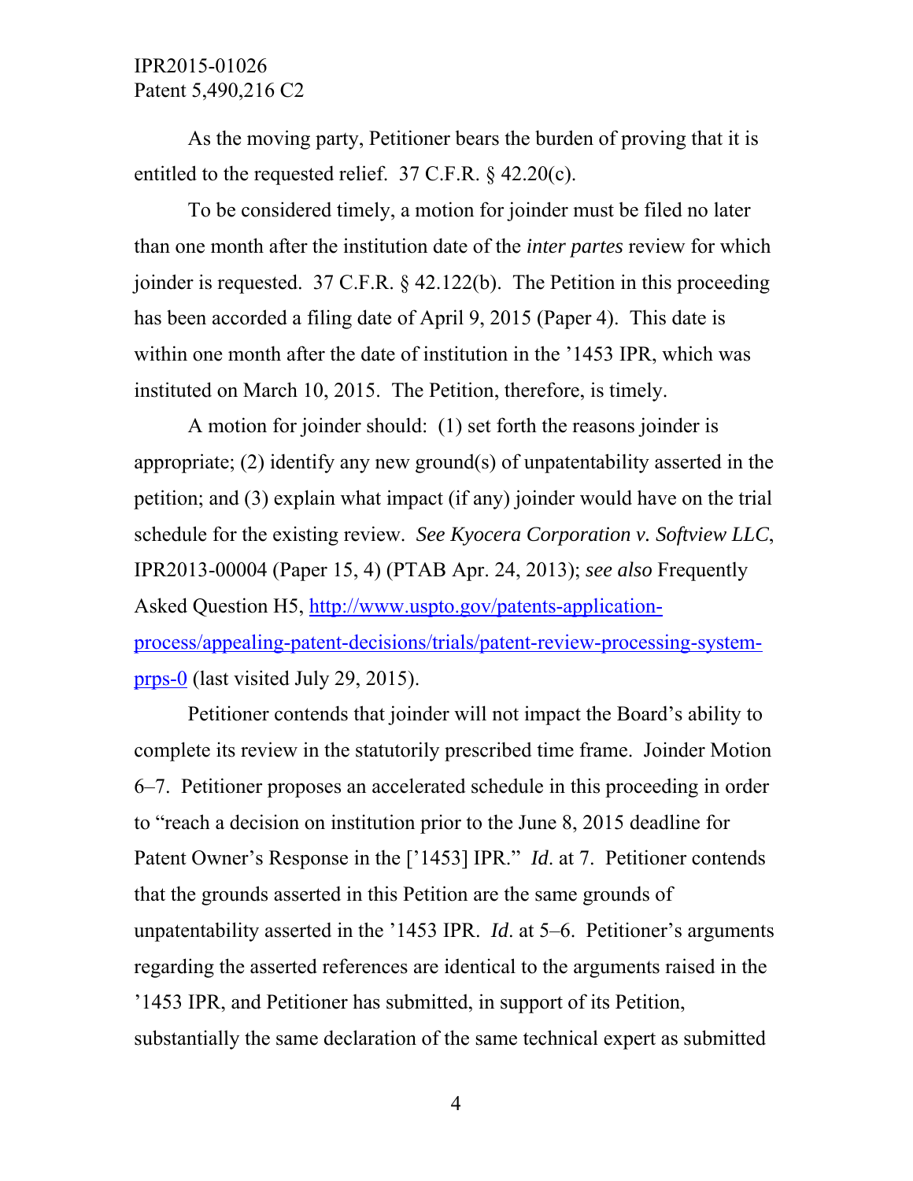As the moving party, Petitioner bears the burden of proving that it is entitled to the requested relief. 37 C.F.R. § 42.20(c).

To be considered timely, a motion for joinder must be filed no later than one month after the institution date of the *inter partes* review for which joinder is requested. 37 C.F.R. § 42.122(b). The Petition in this proceeding has been accorded a filing date of April 9, 2015 (Paper 4). This date is within one month after the date of institution in the '1453 IPR, which was instituted on March 10, 2015. The Petition, therefore, is timely.

A motion for joinder should: (1) set forth the reasons joinder is appropriate; (2) identify any new ground(s) of unpatentability asserted in the petition; and (3) explain what impact (if any) joinder would have on the trial schedule for the existing review. *See Kyocera Corporation v. Softview LLC*, IPR2013-00004 (Paper 15, 4) (PTAB Apr. 24, 2013); *see also* Frequently Asked Question H5, [http://www.uspto.gov/patents-application-process/appealing-patent-decisions/trials/patent-review-processing-system-prps-0](http://www.uspto.gov/patents-application-process/appealing-patent-decisions/trials/patent-review-processing-system-prps-0) (last visited July 29, 2015).

Petitioner contends that joinder will not impact the Board's ability to complete its review in the statutorily prescribed time frame. Joinder Motion 6–7. Petitioner proposes an accelerated schedule in this proceeding in order to "reach a decision on institution prior to the June 8, 2015 deadline for Patent Owner's Response in the ['1453] IPR." *Id*. at 7. Petitioner contends that the grounds asserted in this Petition are the same grounds of unpatentability asserted in the '1453 IPR. *Id*. at 5–6. Petitioner's arguments regarding the asserted references are identical to the arguments raised in the '1453 IPR, and Petitioner has submitted, in support of its Petition, substantially the same declaration of the same technical expert as submitted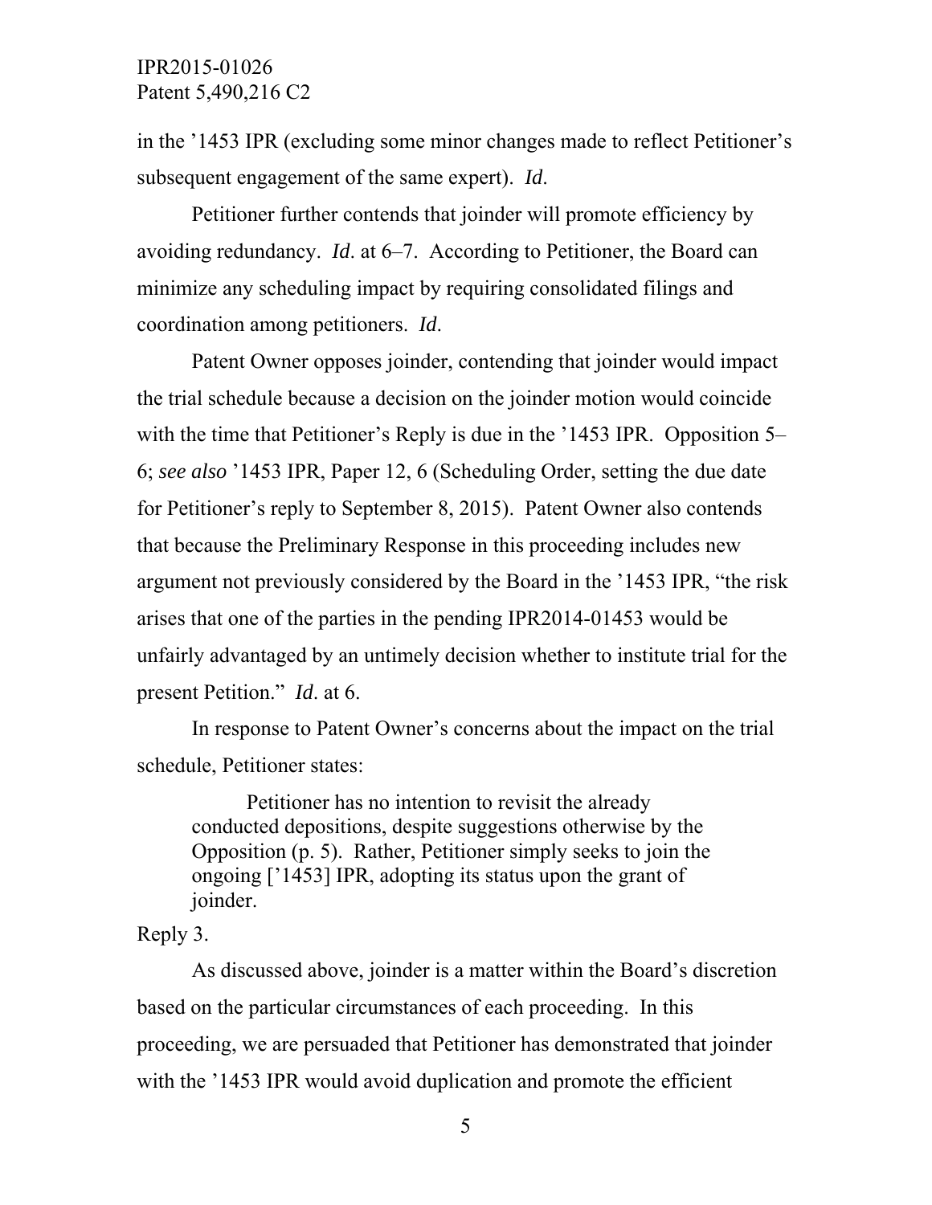in the '1453 IPR (excluding some minor changes made to reflect Petitioner's subsequent engagement of the same expert). *Id*.

Petitioner further contends that joinder will promote efficiency by avoiding redundancy. *Id*. at 6–7. According to Petitioner, the Board can minimize any scheduling impact by requiring consolidated filings and coordination among petitioners. *Id*.

Patent Owner opposes joinder, contending that joinder would impact the trial schedule because a decision on the joinder motion would coincide with the time that Petitioner's Reply is due in the '1453 IPR. Opposition 5–6; *see also* '1453 IPR, Paper 12, 6 (Scheduling Order, setting the due date for Petitioner's reply to September 8, 2015). Patent Owner also contends that because the Preliminary Response in this proceeding includes new argument not previously considered by the Board in the '1453 IPR, "the risk arises that one of the parties in the pending IPR2014-01453 would be unfairly advantaged by an untimely decision whether to institute trial for the present Petition." *Id*. at 6.

In response to Patent Owner's concerns about the impact on the trial schedule, Petitioner states:

> Petitioner has no intention to revisit the already conducted depositions, despite suggestions otherwise by the Opposition (p. 5). Rather, Petitioner simply seeks to join the ongoing ['1453] IPR, adopting its status upon the grant of joinder.

Reply 3.

As discussed above, joinder is a matter within the Board's discretion based on the particular circumstances of each proceeding. In this proceeding, we are persuaded that Petitioner has demonstrated that joinder with the '1453 IPR would avoid duplication and promote the efficient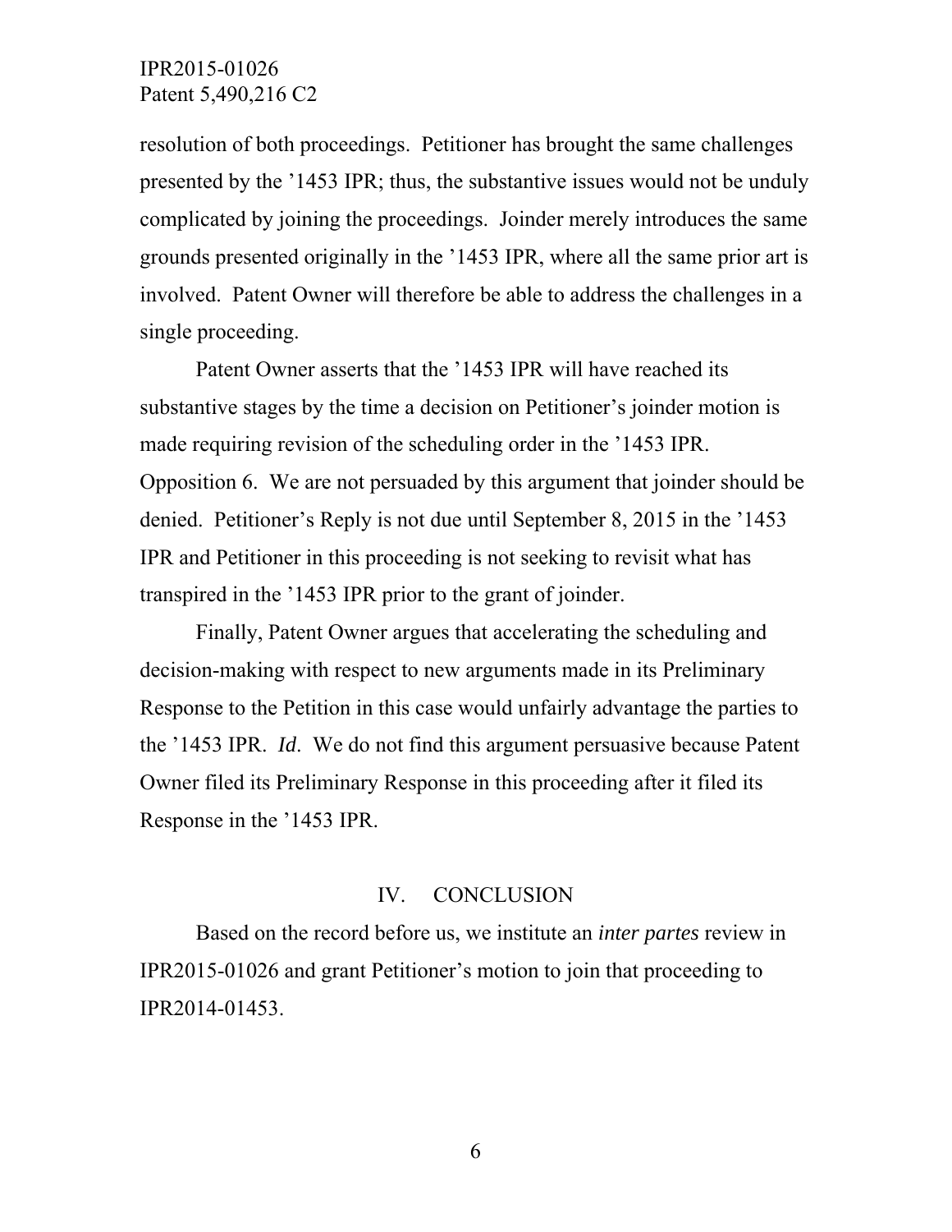resolution of both proceedings. Petitioner has brought the same challenges presented by the '1453 IPR; thus, the substantive issues would not be unduly complicated by joining the proceedings. Joinder merely introduces the same grounds presented originally in the '1453 IPR, where all the same prior art is involved. Patent Owner will therefore be able to address the challenges in a single proceeding.

Patent Owner asserts that the '1453 IPR will have reached its substantive stages by the time a decision on Petitioner's joinder motion is made requiring revision of the scheduling order in the '1453 IPR. Opposition 6. We are not persuaded by this argument that joinder should be denied. Petitioner's Reply is not due until September 8, 2015 in the '1453 IPR and Petitioner in this proceeding is not seeking to revisit what has transpired in the '1453 IPR prior to the grant of joinder.

Finally, Patent Owner argues that accelerating the scheduling and decision-making with respect to new arguments made in its Preliminary Response to the Petition in this case would unfairly advantage the parties to the '1453 IPR. *Id*. We do not find this argument persuasive because Patent Owner filed its Preliminary Response in this proceeding after it filed its Response in the '1453 IPR.

## IV. CONCLUSION

Based on the record before us, we institute an *inter partes* review in IPR2015-01026 and grant Petitioner's motion to join that proceeding to IPR2014-01453.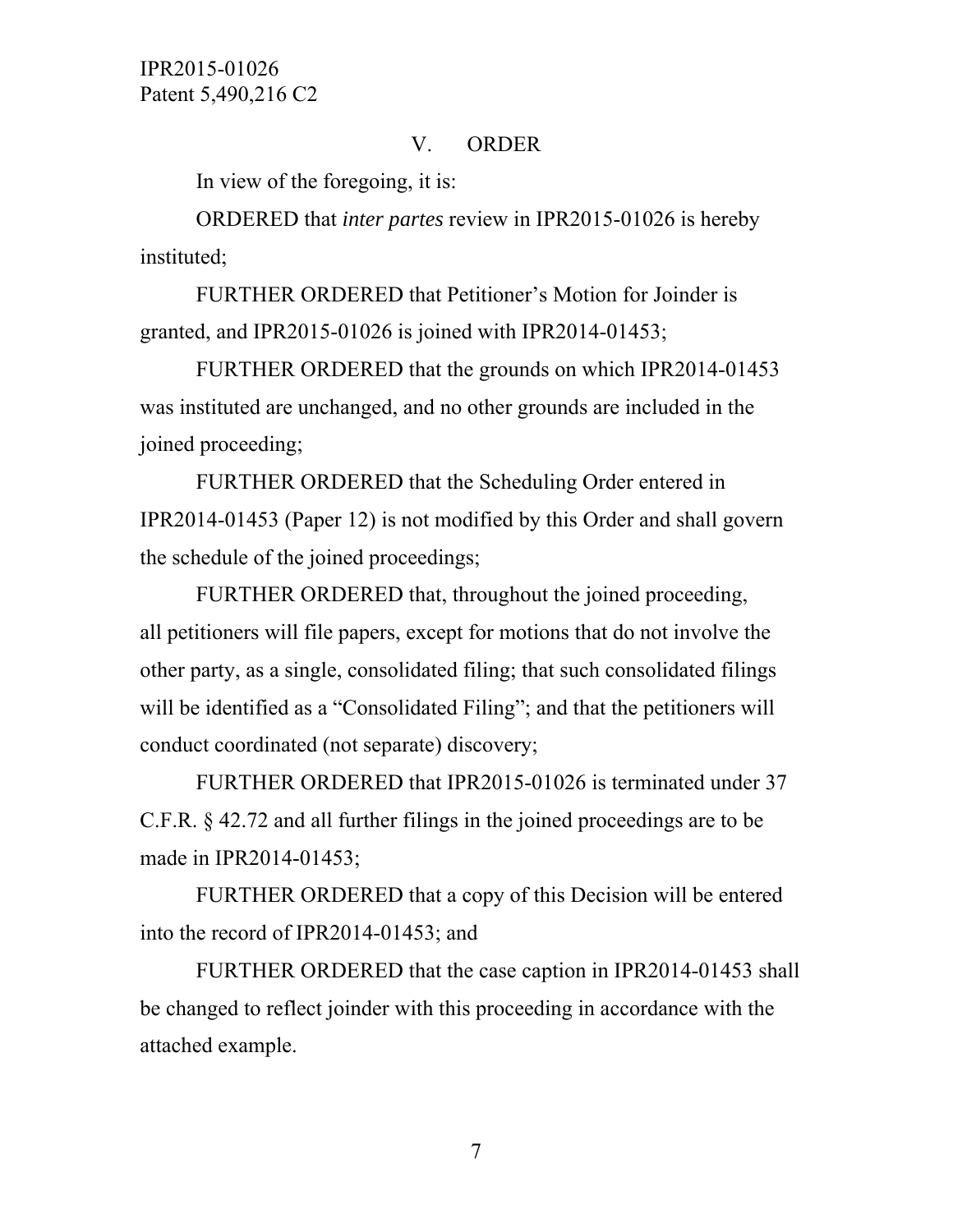## V. ORDER

In view of the foregoing, it is:

ORDERED that *inter partes* review in IPR2015-01026 is hereby instituted;

FURTHER ORDERED that Petitioner's Motion for Joinder is granted, and IPR2015-01026 is joined with IPR2014-01453;

FURTHER ORDERED that the grounds on which IPR2014-01453 was instituted are unchanged, and no other grounds are included in the joined proceeding;

FURTHER ORDERED that the Scheduling Order entered in IPR2014-01453 (Paper 12) is not modified by this Order and shall govern the schedule of the joined proceedings;

FURTHER ORDERED that, throughout the joined proceeding, all petitioners will file papers, except for motions that do not involve the other party, as a single, consolidated filing; that such consolidated filings will be identified as a "Consolidated Filing"; and that the petitioners will conduct coordinated (not separate) discovery;

FURTHER ORDERED that IPR2015-01026 is terminated under 37 C.F.R. § 42.72 and all further filings in the joined proceedings are to be made in IPR2014-01453;

FURTHER ORDERED that a copy of this Decision will be entered into the record of IPR2014-01453; and

FURTHER ORDERED that the case caption in IPR2014-01453 shall be changed to reflect joinder with this proceeding in accordance with the attached example.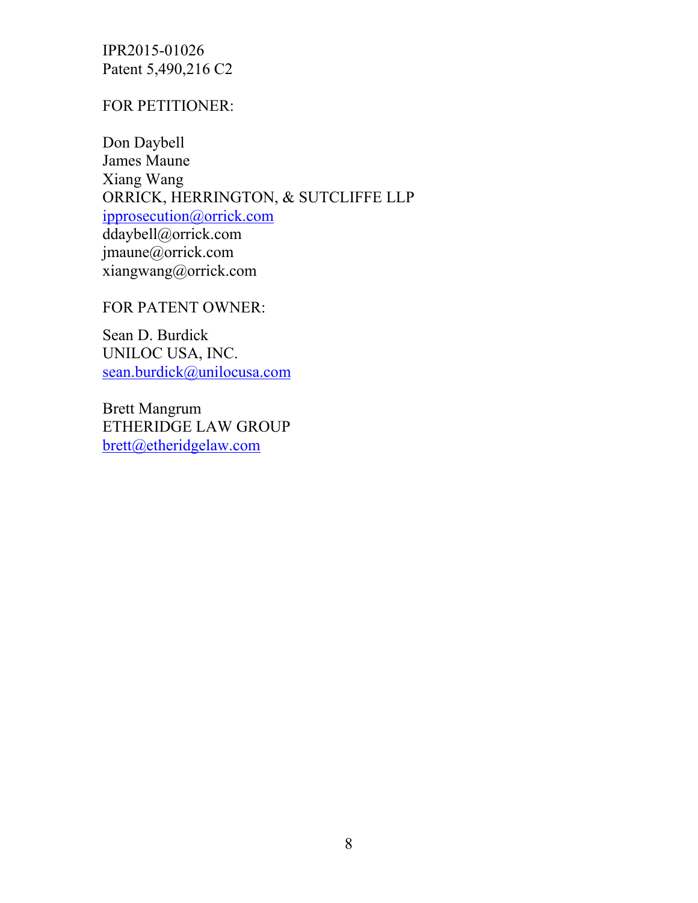IPR2015-01026
Patent 5,490,216 C2

FOR PETITIONER:

Don Daybell
James Maune
Xiang Wang
ORRICK, HERRINGTON, & SUTCLIFFE LLP
ipprosecution@orrick.com
ddaybell@orrick.com
jmaune@orrick.com
xiangwang@orrick.com

FOR PATENT OWNER:

Sean D. Burdick
UNILOC USA, INC.
sean.burdick@unilocusa.com

Brett Mangrum
ETHERIDGE LAW GROUP
brett@etheridgelaw.com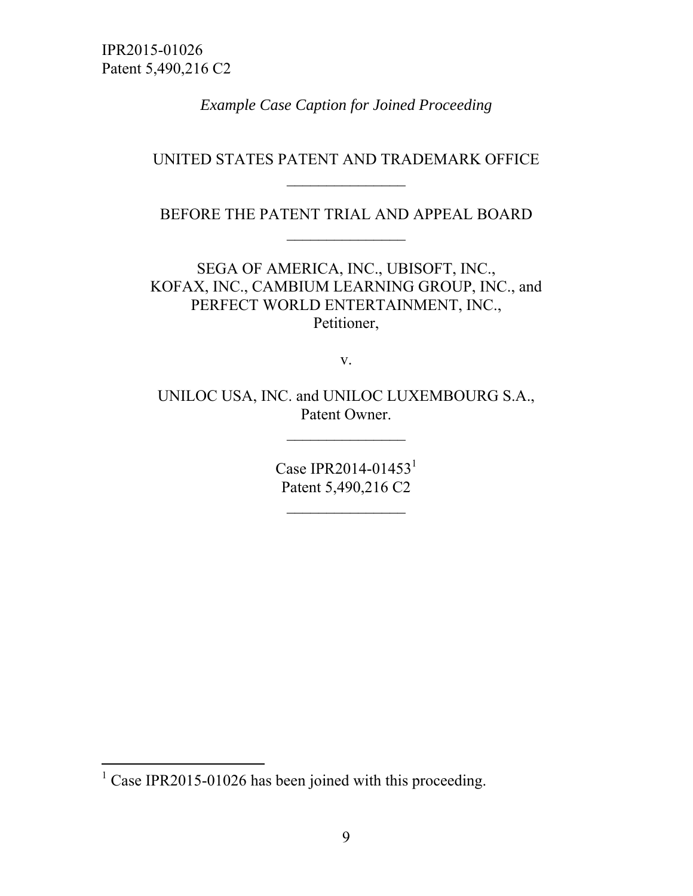*Example Case Caption for Joined Proceeding*

UNITED STATES PATENT AND TRADEMARK OFFICE

---

BEFORE THE PATENT TRIAL AND APPEAL BOARD

---

SEGA OF AMERICA, INC., UBISOFT, INC.,
KOFAX, INC., CAMBIUM LEARNING GROUP, INC., and
PERFECT WORLD ENTERTAINMENT, INC.,
Petitioner,

v.

UNILOC USA, INC. and UNILOC LUXEMBOURG S.A.,
Patent Owner.

---

Case IPR2014-01453[1]
Patent 5,490,216 C2

---

[1] Case IPR2015-01026 has been joined with this proceeding.